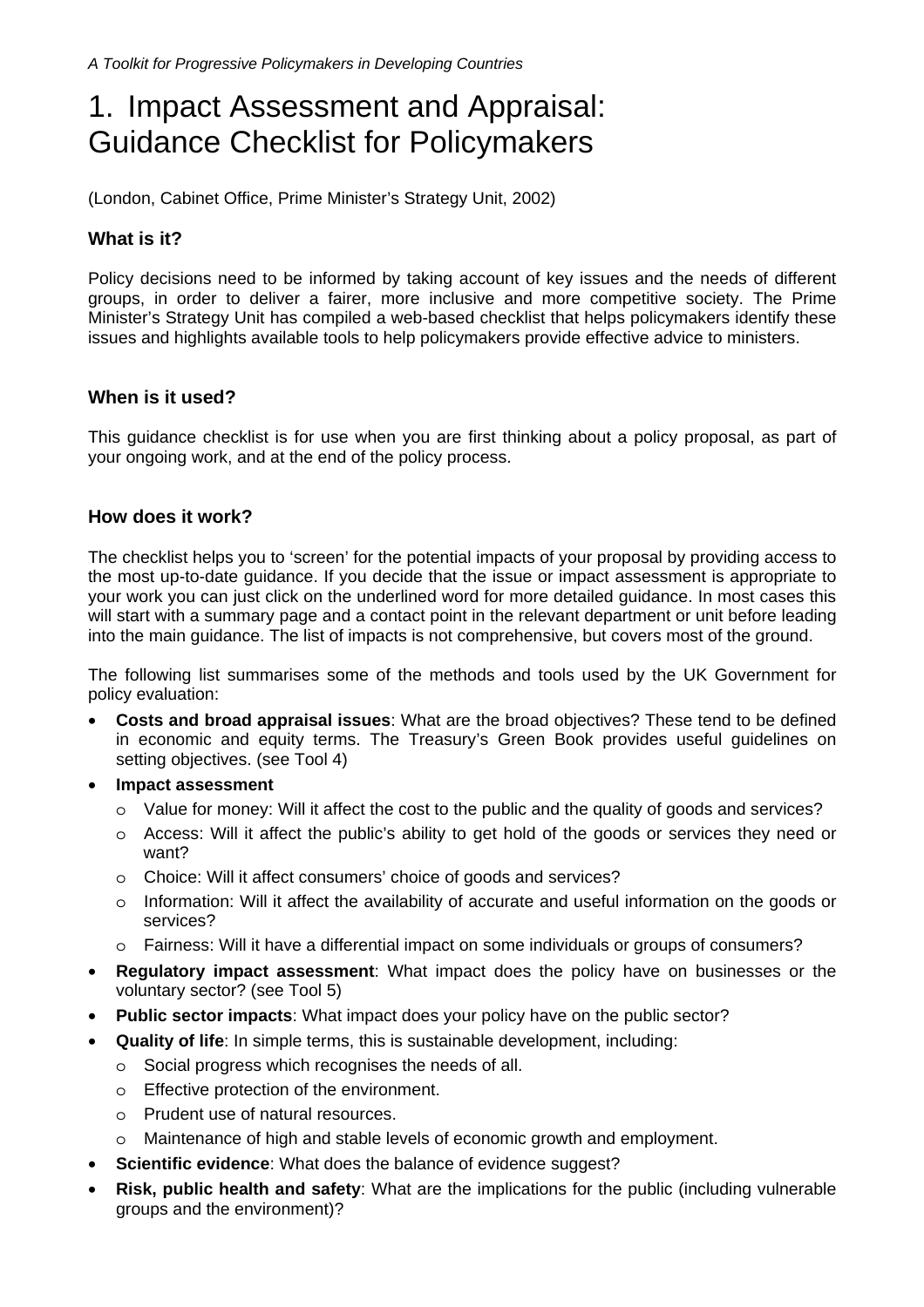# 1. Impact Assessment and Appraisal: Guidance Checklist for Policymakers

(London, Cabinet Office, Prime Minister's Strategy Unit, 2002)

### What is it?

Policy decisions need to be informed by taking account of key issues and the needs of different groups, in order to deliver a fairer, more inclusive and more competitive society. The Prime Minister's Strategy Unit has compiled a web-based checklist that helps policymakers identify these issues and highlights available tools to help policymakers provide effective advice to ministers.

### When is it used?

This guidance checklist is for use when you are first thinking about a policy proposal, as part of your ongoing work, and at the end of the policy process.

### How does it work?

The checklist helps you to 'screen' for the potential impacts of your proposal by providing access to the most up-to-date guidance. If you decide that the issue or impact assessment is appropriate to your work you can just click on the underlined word for more detailed guidance. In most cases this will start with a summary page and a contact point in the relevant department or unit before leading into the main guidance. The list of impacts is not comprehensive, but covers most of the ground.

The following list summarises some of the methods and tools used by the UK Government for policy evaluation:

- **Costs and broad appraisal issues**: What are the broad objectives? These tend to be defined in economic and equity terms. The Treasury's Green Book provides useful guidelines on setting objectives. (see Tool 4)
- **Impact assessment**
  - Value for money: Will it affect the cost to the public and the quality of goods and services?
  - Access: Will it affect the public's ability to get hold of the goods or services they need or want?
  - Choice: Will it affect consumers' choice of goods and services?
  - Information: Will it affect the availability of accurate and useful information on the goods or services?
  - Fairness: Will it have a differential impact on some individuals or groups of consumers?
- **Regulatory impact assessment**: What impact does the policy have on businesses or the voluntary sector? (see Tool 5)
- **Public sector impacts**: What impact does your policy have on the public sector?
- **Quality of life**: In simple terms, this is sustainable development, including:
  - Social progress which recognises the needs of all.
  - Effective protection of the environment.
  - Prudent use of natural resources.
  - Maintenance of high and stable levels of economic growth and employment.
- **Scientific evidence**: What does the balance of evidence suggest?
- **Risk, public health and safety**: What are the implications for the public (including vulnerable groups and the environment)?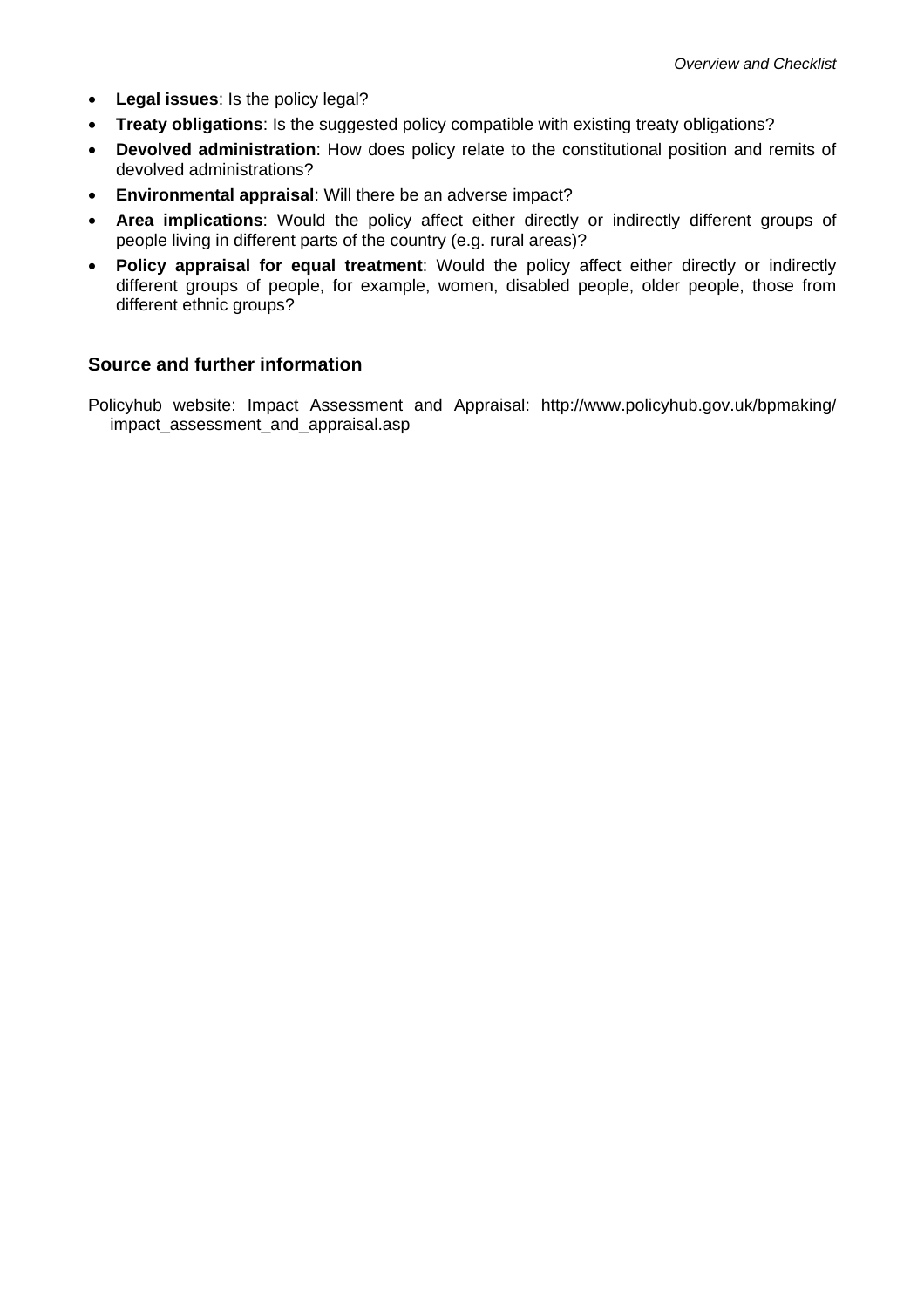- **Legal issues**: Is the policy legal?
- **Treaty obligations**: Is the suggested policy compatible with existing treaty obligations?
- **Devolved administration**: How does policy relate to the constitutional position and remits of devolved administrations?
- **Environmental appraisal**: Will there be an adverse impact?
- **Area implications**: Would the policy affect either directly or indirectly different groups of people living in different parts of the country (e.g. rural areas)?
- **Policy appraisal for equal treatment**: Would the policy affect either directly or indirectly different groups of people, for example, women, disabled people, older people, those from different ethnic groups?

## Source and further information

Policyhub website: Impact Assessment and Appraisal: http://www.policyhub.gov.uk/bpmaking/impact_assessment_and_appraisal.asp